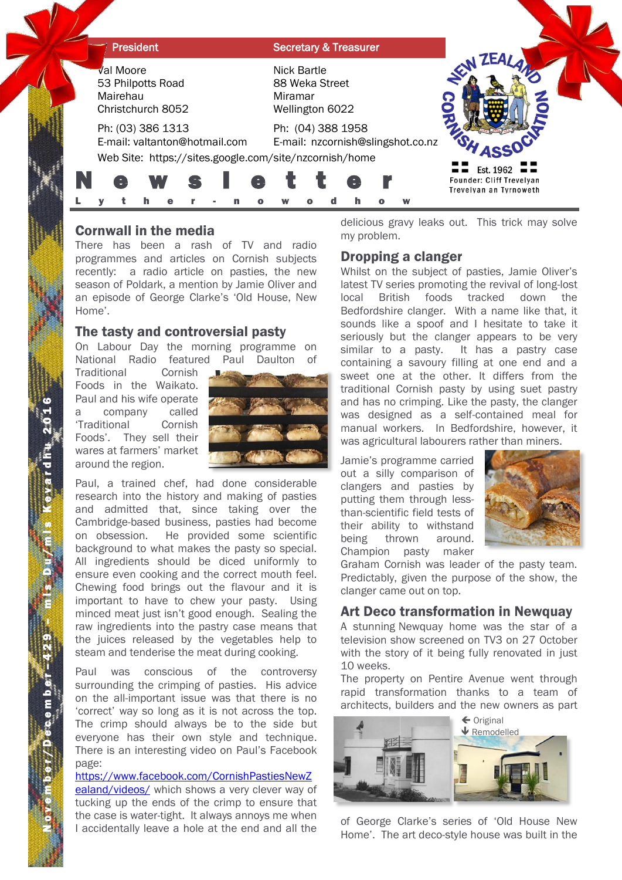| President | Secretary & Treasurer |
| --- | --- |
| Val Moore<br>53 Philpotts Road<br>Mairehau<br>Christchurch 8052 | Nick Bartle<br>88 Weka Street<br>Miramar<br>Wellington 6022 |
| Ph: (03) 386 1313<br>E-mail: valtanton@hotmail.com | Ph: (04) 388 1958<br>E-mail: nzcornish@slingshot.co.nz |

Web Site: https://sites.google.com/site/nzcornish/home

New Zealand Cornish Association — Est. 1962 — Founder: Cliff Trevelyan — Trevelyan an Tyrnoweth

# Newsletter

Lyther-nowodhow

November/December – 429 – mis Du/mis Kevardhu 2016

## Cornwall in the media

There has been a rash of TV and radio programmes and articles on Cornish subjects recently: a radio article on pasties, the new season of Poldark, a mention by Jamie Oliver and an episode of George Clarke's 'Old House, New Home'.

## The tasty and controversial pasty

On Labour Day the morning programme on National Radio featured Paul Daulton of Traditional Cornish Foods in the Waikato. Paul and his wife operate a company called 'Traditional Cornish Foods'. They sell their wares at farmers' market around the region.

Paul, a trained chef, had done considerable research into the history and making of pasties and admitted that, since taking over the Cambridge-based business, pasties had become on obsession. He provided some scientific background to what makes the pasty so special. All ingredients should be diced uniformly to ensure even cooking and the correct mouth feel. Chewing food brings out the flavour and it is important to have to chew your pasty. Using minced meat just isn't good enough. Sealing the raw ingredients into the pastry case means that the juices released by the vegetables help to steam and tenderise the meat during cooking.

Paul was conscious of the controversy surrounding the crimping of pasties. His advice on the all-important issue was that there is no 'correct' way so long as it is not across the top. The crimp should always be to the side but everyone has their own style and technique. There is an interesting video on Paul's Facebook page: https://www.facebook.com/CornishPastiesNewZealand/videos/ which shows a very clever way of tucking up the ends of the crimp to ensure that the case is water-tight. It always annoys me when I accidentally leave a hole at the end and all the delicious gravy leaks out. This trick may solve my problem.

## Dropping a clanger

Whilst on the subject of pasties, Jamie Oliver's latest TV series promoting the revival of long-lost local British foods tracked down the Bedfordshire clanger. With a name like that, it sounds like a spoof and I hesitate to take it seriously but the clanger appears to be very similar to a pasty. It has a pastry case containing a savoury filling at one end and a sweet one at the other. It differs from the traditional Cornish pasty by using suet pastry and has no crimping. Like the pasty, the clanger was designed as a self-contained meal for manual workers. In Bedfordshire, however, it was agricultural labourers rather than miners.

Jamie's programme carried out a silly comparison of clangers and pasties by putting them through less-than-scientific field tests of their ability to withstand being thrown around. Champion pasty maker Graham Cornish was leader of the pasty team. Predictably, given the purpose of the show, the clanger came out on top.

## Art Deco transformation in Newquay

A stunning Newquay home was the star of a television show screened on TV3 on 27 October with the story of it being fully renovated in just 10 weeks.

The property on Pentire Avenue went through rapid transformation thanks to a team of architects, builders and the new owners as part of George Clarke's series of 'Old House New Home'. The art deco-style house was built in the

← Original
↓ Remodelled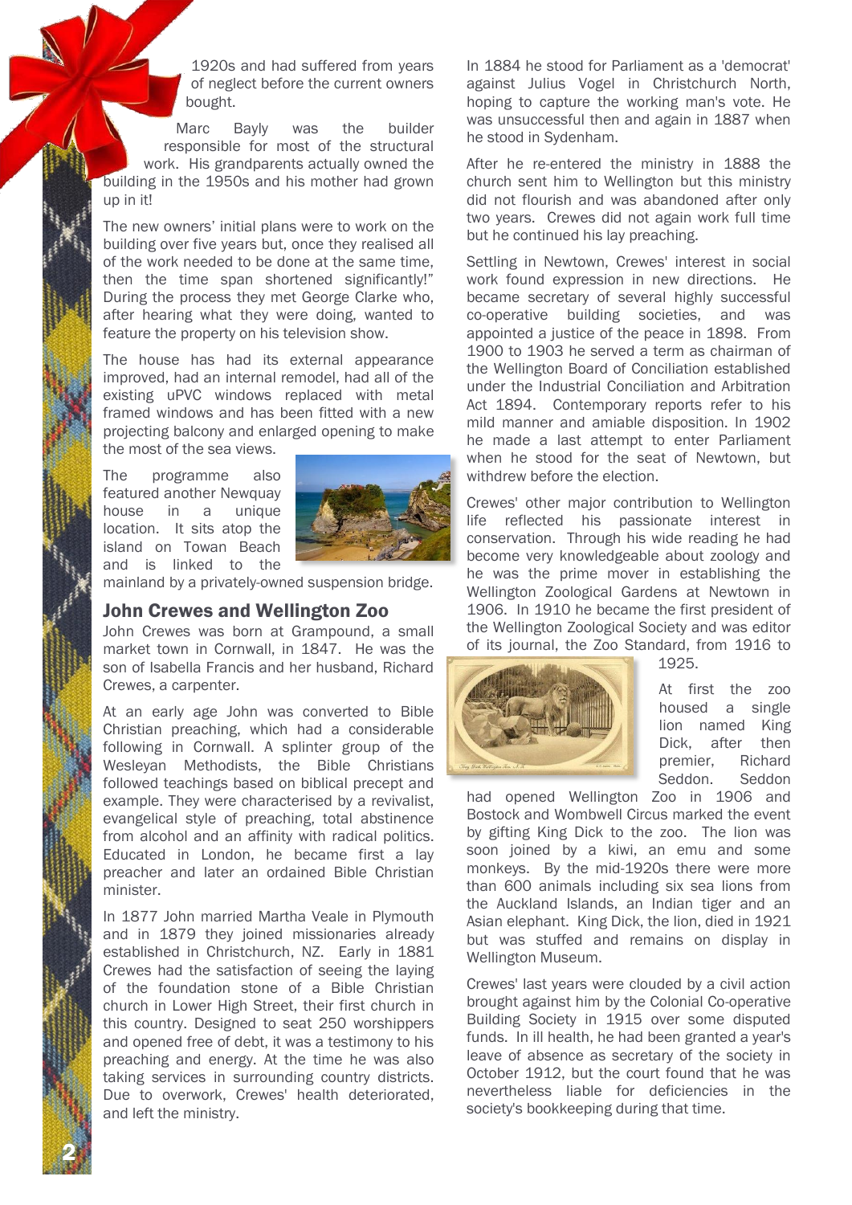1920s and had suffered from years of neglect before the current owners bought.

Marc Bayly was the builder responsible for most of the structural work. His grandparents actually owned the building in the 1950s and his mother had grown up in it!

The new owners' initial plans were to work on the building over five years but, once they realised all of the work needed to be done at the same time, then the time span shortened significantly!" During the process they met George Clarke who, after hearing what they were doing, wanted to feature the property on his television show.

The house has had its external appearance improved, had an internal remodel, had all of the existing uPVC windows replaced with metal framed windows and has been fitted with a new projecting balcony and enlarged opening to make the most of the sea views.

The programme also featured another Newquay house in a unique location. It sits atop the island on Towan Beach and is linked to the mainland by a privately-owned suspension bridge.

## John Crewes and Wellington Zoo

John Crewes was born at Grampound, a small market town in Cornwall, in 1847. He was the son of Isabella Francis and her husband, Richard Crewes, a carpenter.

At an early age John was converted to Bible Christian preaching, which had a considerable following in Cornwall. A splinter group of the Wesleyan Methodists, the Bible Christians followed teachings based on biblical precept and example. They were characterised by a revivalist, evangelical style of preaching, total abstinence from alcohol and an affinity with radical politics. Educated in London, he became first a lay preacher and later an ordained Bible Christian minister.

In 1877 John married Martha Veale in Plymouth and in 1879 they joined missionaries already established in Christchurch, NZ. Early in 1881 Crewes had the satisfaction of seeing the laying of the foundation stone of a Bible Christian church in Lower High Street, their first church in this country. Designed to seat 250 worshippers and opened free of debt, it was a testimony to his preaching and energy. At the time he was also taking services in surrounding country districts. Due to overwork, Crewes' health deteriorated, and left the ministry.

In 1884 he stood for Parliament as a 'democrat' against Julius Vogel in Christchurch North, hoping to capture the working man's vote. He was unsuccessful then and again in 1887 when he stood in Sydenham.

After he re-entered the ministry in 1888 the church sent him to Wellington but this ministry did not flourish and was abandoned after only two years. Crewes did not again work full time but he continued his lay preaching.

Settling in Newtown, Crewes' interest in social work found expression in new directions. He became secretary of several highly successful co-operative building societies, and was appointed a justice of the peace in 1898. From 1900 to 1903 he served a term as chairman of the Wellington Board of Conciliation established under the Industrial Conciliation and Arbitration Act 1894. Contemporary reports refer to his mild manner and amiable disposition. In 1902 he made a last attempt to enter Parliament when he stood for the seat of Newtown, but withdrew before the election.

Crewes' other major contribution to Wellington life reflected his passionate interest in conservation. Through his wide reading he had become very knowledgeable about zoology and he was the prime mover in establishing the Wellington Zoological Gardens at Newtown in 1906. In 1910 he became the first president of the Wellington Zoological Society and was editor of its journal, the Zoo Standard, from 1916 to 1925.

At first the zoo housed a single lion named King Dick, after then premier, Richard Seddon. Seddon had opened Wellington Zoo in 1906 and Bostock and Wombwell Circus marked the event by gifting King Dick to the zoo. The lion was soon joined by a kiwi, an emu and some monkeys. By the mid-1920s there were more than 600 animals including six sea lions from the Auckland Islands, an Indian tiger and an Asian elephant. King Dick, the lion, died in 1921 but was stuffed and remains on display in Wellington Museum.

Crewes' last years were clouded by a civil action brought against him by the Colonial Co-operative Building Society in 1915 over some disputed funds. In ill health, he had been granted a year's leave of absence as secretary of the society in October 1912, but the court found that he was nevertheless liable for deficiencies in the society's bookkeeping during that time.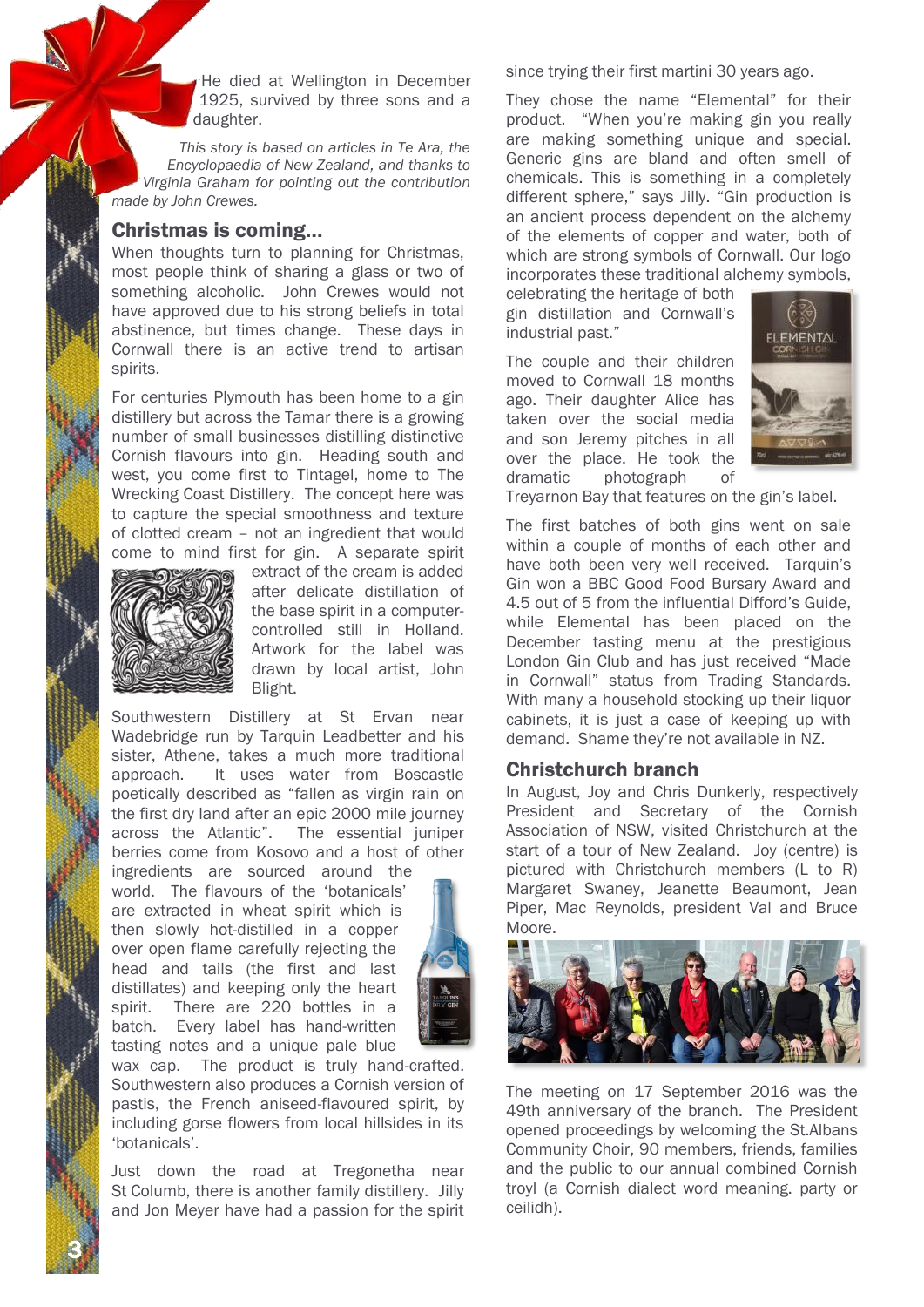He died at Wellington in December 1925, survived by three sons and a daughter.

*This story is based on articles in Te Ara, the Encyclopaedia of New Zealand, and thanks to Virginia Graham for pointing out the contribution made by John Crewes.*

## Christmas is coming...

When thoughts turn to planning for Christmas, most people think of sharing a glass or two of something alcoholic. John Crewes would not have approved due to his strong beliefs in total abstinence, but times change. These days in Cornwall there is an active trend to artisan spirits.

For centuries Plymouth has been home to a gin distillery but across the Tamar there is a growing number of small businesses distilling distinctive Cornish flavours into gin. Heading south and west, you come first to Tintagel, home to The Wrecking Coast Distillery. The concept here was to capture the special smoothness and texture of clotted cream – not an ingredient that would come to mind first for gin. A separate spirit extract of the cream is added after delicate distillation of the base spirit in a computer-controlled still in Holland. Artwork for the label was drawn by local artist, John Blight.

Southwestern Distillery at St Ervan near Wadebridge run by Tarquin Leadbetter and his sister, Athene, takes a much more traditional approach. It uses water from Boscastle poetically described as "fallen as virgin rain on the first dry land after an epic 2000 mile journey across the Atlantic". The essential juniper berries come from Kosovo and a host of other ingredients are sourced around the world. The flavours of the 'botanicals' are extracted in wheat spirit which is then slowly hot-distilled in a copper over open flame carefully rejecting the head and tails (the first and last distillates) and keeping only the heart spirit. There are 220 bottles in a batch. Every label has hand-written tasting notes and a unique pale blue wax cap. The product is truly hand-crafted. Southwestern also produces a Cornish version of pastis, the French aniseed-flavoured spirit, by including gorse flowers from local hillsides in its 'botanicals'.

Just down the road at Tregonetha near St Columb, there is another family distillery. Jilly and Jon Meyer have had a passion for the spirit since trying their first martini 30 years ago.

They chose the name "Elemental" for their product. "When you're making gin you really are making something unique and special. Generic gins are bland and often smell of chemicals. This is something in a completely different sphere," says Jilly. "Gin production is an ancient process dependent on the alchemy of the elements of copper and water, both of which are strong symbols of Cornwall. Our logo incorporates these traditional alchemy symbols, celebrating the heritage of both gin distillation and Cornwall's industrial past."

The couple and their children moved to Cornwall 18 months ago. Their daughter Alice has taken over the social media and son Jeremy pitches in all over the place. He took the dramatic photograph of Treyarnon Bay that features on the gin's label.

The first batches of both gins went on sale within a couple of months of each other and have both been very well received. Tarquin's Gin won a BBC Good Food Bursary Award and 4.5 out of 5 from the influential Difford's Guide, while Elemental has been placed on the December tasting menu at the prestigious London Gin Club and has just received "Made in Cornwall" status from Trading Standards. With many a household stocking up their liquor cabinets, it is just a case of keeping up with demand. Shame they're not available in NZ.

## Christchurch branch

In August, Joy and Chris Dunkerly, respectively President and Secretary of the Cornish Association of NSW, visited Christchurch at the start of a tour of New Zealand. Joy (centre) is pictured with Christchurch members (L to R) Margaret Swaney, Jeanette Beaumont, Jean Piper, Mac Reynolds, president Val and Bruce Moore.

The meeting on 17 September 2016 was the 49th anniversary of the branch. The President opened proceedings by welcoming the St.Albans Community Choir, 90 members, friends, families and the public to our annual combined Cornish troyl (a Cornish dialect word meaning. party or ceilidh).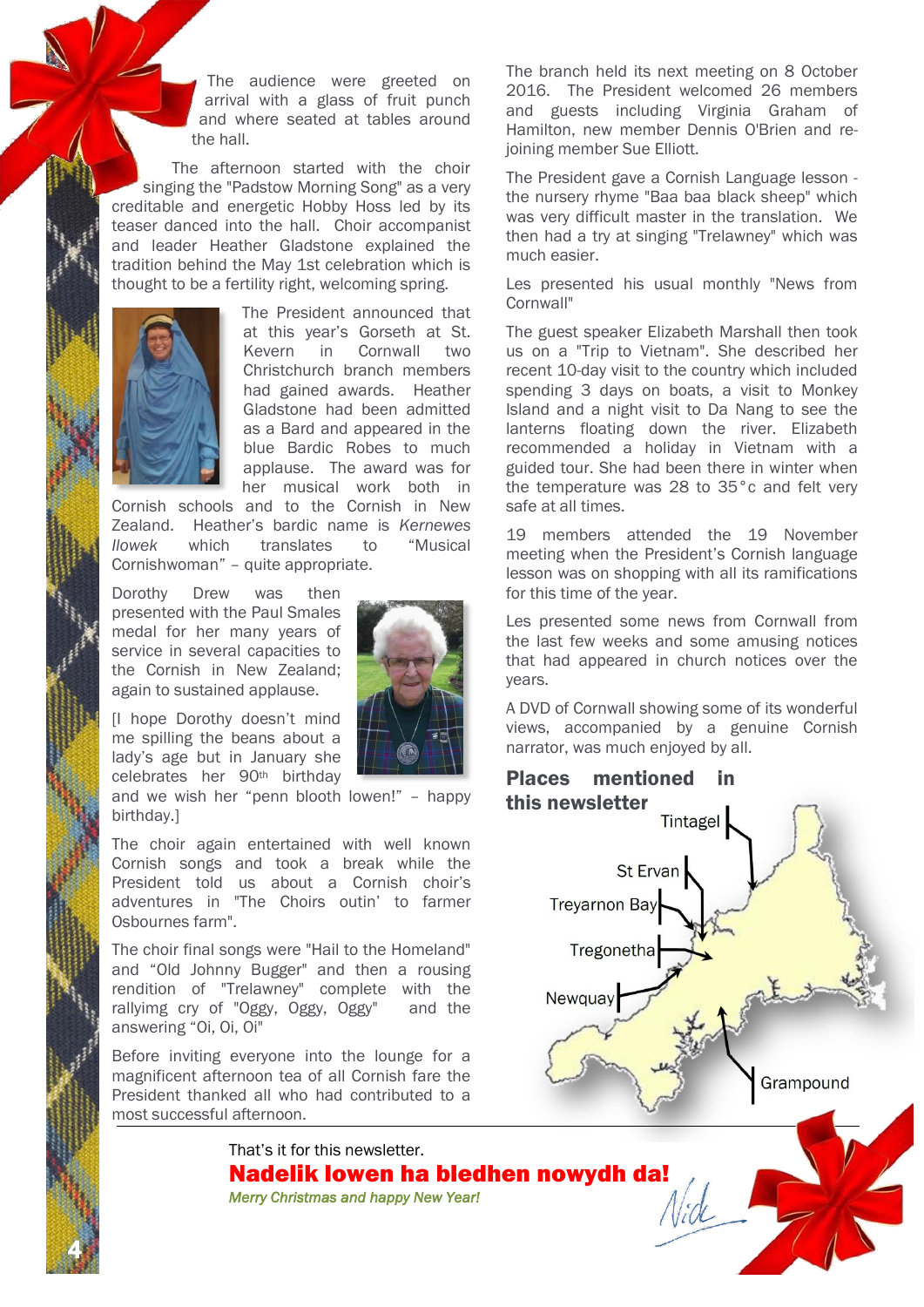The audience were greeted on arrival with a glass of fruit punch and where seated at tables around the hall.

The afternoon started with the choir singing the "Padstow Morning Song" as a very creditable and energetic Hobby Hoss led by its teaser danced into the hall. Choir accompanist and leader Heather Gladstone explained the tradition behind the May 1st celebration which is thought to be a fertility right, welcoming spring.

The President announced that at this year's Gorseth at St. Kevern in Cornwall two Christchurch branch members had gained awards. Heather Gladstone had been admitted as a Bard and appeared in the blue Bardic Robes to much applause. The award was for her musical work both in Cornish schools and to the Cornish in New Zealand. Heather's bardic name is *Kernewes Ilowek* which translates to "Musical Cornishwoman" – quite appropriate.

Dorothy Drew was then presented with the Paul Smales medal for her many years of service in several capacities to the Cornish in New Zealand; again to sustained applause.

[I hope Dorothy doesn't mind me spilling the beans about a lady's age but in January she celebrates her 90th birthday and we wish her "penn blooth lowen!" – happy birthday.]

The choir again entertained with well known Cornish songs and took a break while the President told us about a Cornish choir's adventures in "The Choirs outin' to farmer Osbournes farm".

The choir final songs were "Hail to the Homeland" and "Old Johnny Bugger" and then a rousing rendition of "Trelawney" complete with the rallyimg cry of "Oggy, Oggy, Oggy" and the answering "Oi, Oi, Oi"

Before inviting everyone into the lounge for a magnificent afternoon tea of all Cornish fare the President thanked all who had contributed to a most successful afternoon.

The branch held its next meeting on 8 October 2016. The President welcomed 26 members and guests including Virginia Graham of Hamilton, new member Dennis O'Brien and re-joining member Sue Elliott.

The President gave a Cornish Language lesson - the nursery rhyme "Baa baa black sheep" which was very difficult master in the translation. We then had a try at singing "Trelawney" which was much easier.

Les presented his usual monthly "News from Cornwall"

The guest speaker Elizabeth Marshall then took us on a "Trip to Vietnam". She described her recent 10-day visit to the country which included spending 3 days on boats, a visit to Monkey Island and a night visit to Da Nang to see the lanterns floating down the river. Elizabeth recommended a holiday in Vietnam with a guided tour. She had been there in winter when the temperature was 28 to 35°c and felt very safe at all times.

19 members attended the 19 November meeting when the President's Cornish language lesson was on shopping with all its ramifications for this time of the year.

Les presented some news from Cornwall from the last few weeks and some amusing notices that had appeared in church notices over the years.

A DVD of Cornwall showing some of its wonderful views, accompanied by a genuine Cornish narrator, was much enjoyed by all.

## Places mentioned in this newsletter

Tintagel
St Ervan
Treyarnon Bay
Tregonetha
Newquay
Grampound

That's it for this newsletter.

**Nadelik lowen ha bledhen nowydh da!**

***Merry Christmas and happy New Year!***

*Nick*